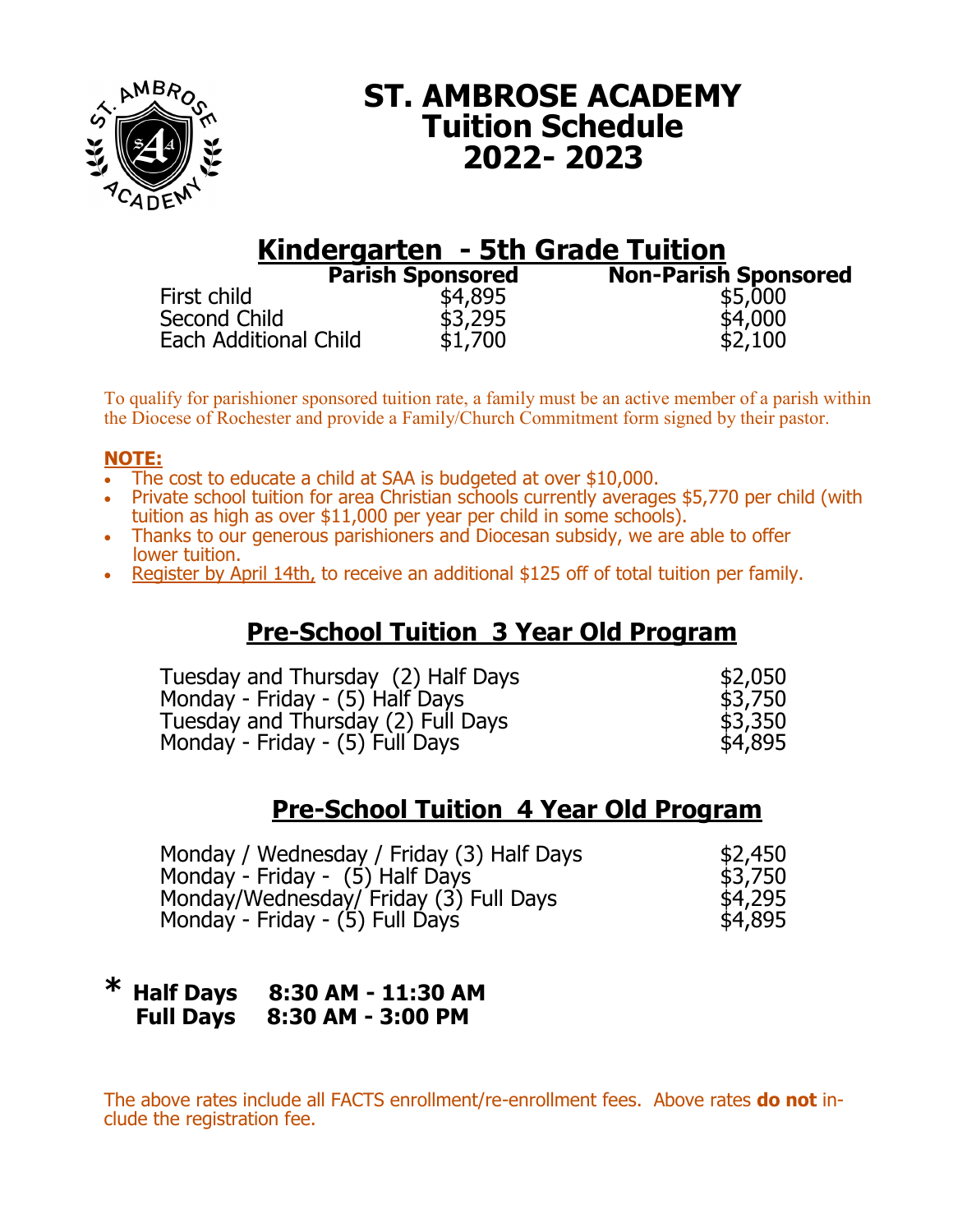# ST. AMBROSE ACADEMY
# Tuition Schedule
# 2022- 2023

## Kindergarten - 5th Grade Tuition

| | Parish Sponsored | Non-Parish Sponsored |
|---|---|---|
| First child | $4,895 | $5,000 |
| Second Child | $3,295 | $4,000 |
| Each Additional Child | $1,700 | $2,100 |

To qualify for parishioner sponsored tuition rate, a family must be an active member of a parish within the Diocese of Rochester and provide a Family/Church Commitment form signed by their pastor.

**NOTE:**

- The cost to educate a child at SAA is budgeted at over $10,000.
- Private school tuition for area Christian schools currently averages $5,770 per child (with tuition as high as over $11,000 per year per child in some schools).
- Thanks to our generous parishioners and Diocesan subsidy, we are able to offer lower tuition.
- Register by April 14th, to receive an additional $125 off of total tuition per family.

## Pre-School Tuition 3 Year Old Program

| | |
|---|---|
| Tuesday and Thursday (2) Half Days | $2,050 |
| Monday - Friday - (5) Half Days | $3,750 |
| Tuesday and Thursday (2) Full Days | $3,350 |
| Monday - Friday - (5) Full Days | $4,895 |

## Pre-School Tuition 4 Year Old Program

| | |
|---|---|
| Monday / Wednesday / Friday (3) Half Days | $2,450 |
| Monday - Friday - (5) Half Days | $3,750 |
| Monday/Wednesday/ Friday (3) Full Days | $4,295 |
| Monday - Friday - (5) Full Days | $4,895 |

**\* Half Days 8:30 AM - 11:30 AM**
**Full Days 8:30 AM - 3:00 PM**

The above rates include all FACTS enrollment/re-enrollment fees. Above rates **do not** include the registration fee.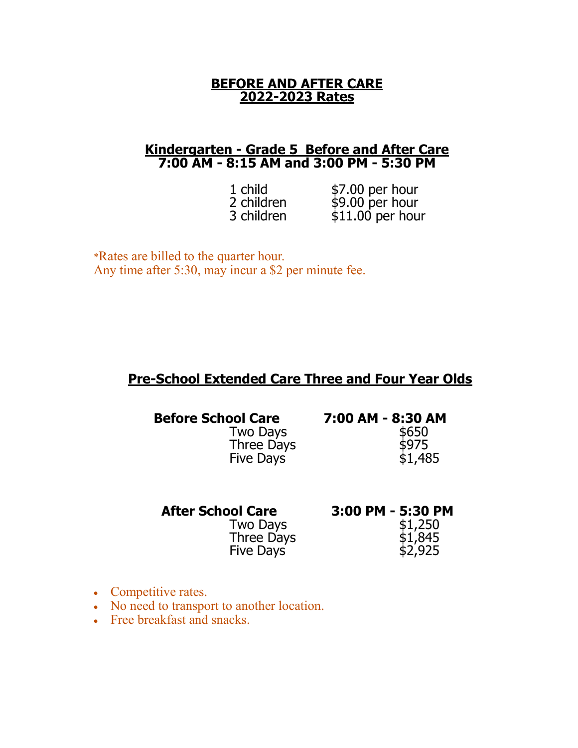# BEFORE AND AFTER CARE
# 2022-2023 Rates

## Kindergarten - Grade 5 Before and After Care
**7:00 AM - 8:15 AM and 3:00 PM - 5:30 PM**

| | |
|---|---|
| 1 child | $7.00 per hour |
| 2 children | $9.00 per hour |
| 3 children | $11.00 per hour |

*Rates are billed to the quarter hour.
Any time after 5:30, may incur a $2 per minute fee.

## Pre-School Extended Care Three and Four Year Olds

| **Before School Care** | **7:00 AM - 8:30 AM** |
|---|---|
| Two Days | $650 |
| Three Days | $975 |
| Five Days | $1,485 |

| **After School Care** | **3:00 PM - 5:30 PM** |
|---|---|
| Two Days | $1,250 |
| Three Days | $1,845 |
| Five Days | $2,925 |

- Competitive rates.
- No need to transport to another location.
- Free breakfast and snacks.